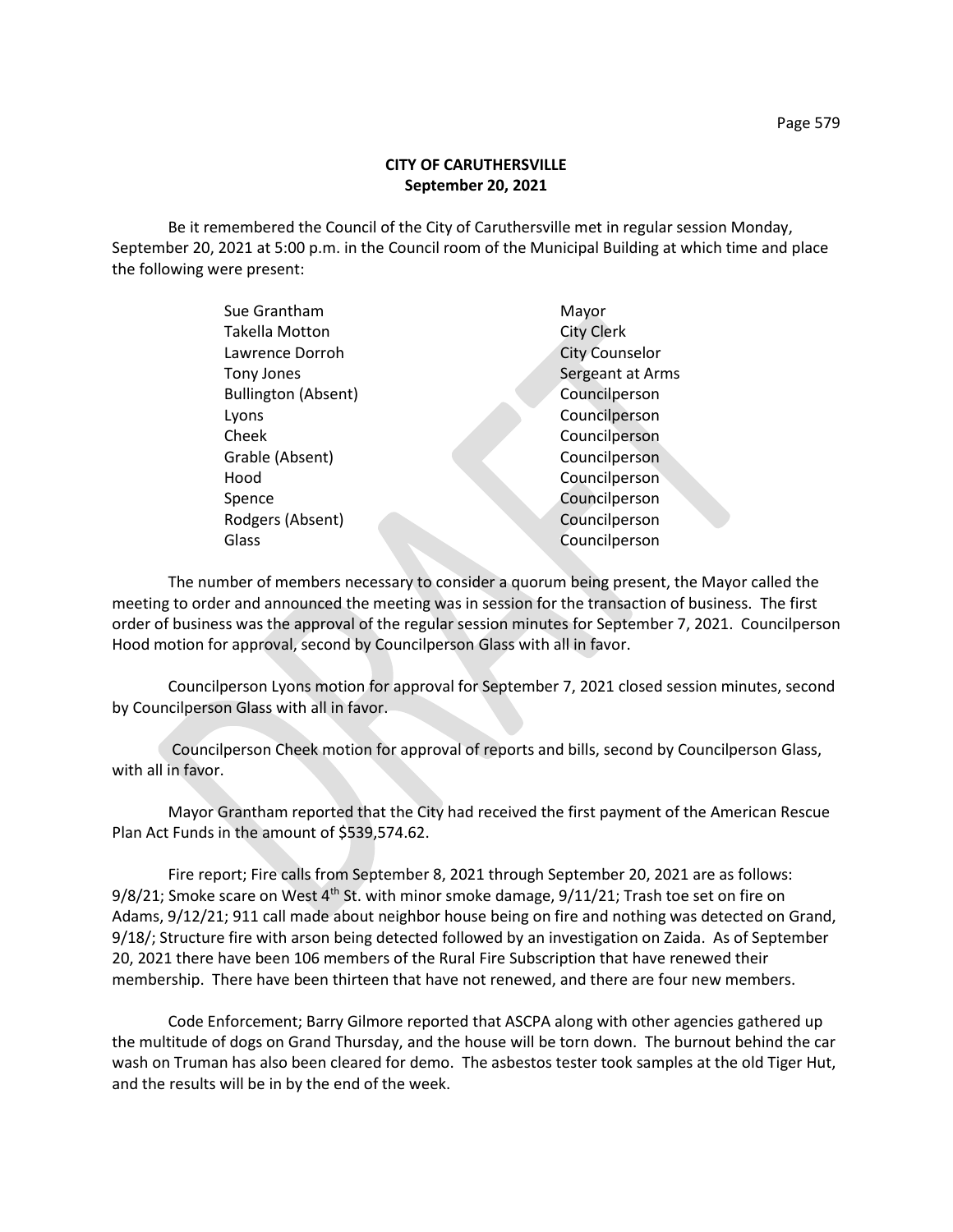**CITY OF CARUTHERSVILLE**
**September 20, 2021**

Be it remembered the Council of the City of Caruthersville met in regular session Monday, September 20, 2021 at 5:00 p.m. in the Council room of the Municipal Building at which time and place the following were present:

| | |
|---|---|
| Sue Grantham | Mayor |
| Takella Motton | City Clerk |
| Lawrence Dorroh | City Counselor |
| Tony Jones | Sergeant at Arms |
| Bullington (Absent) | Councilperson |
| Lyons | Councilperson |
| Cheek | Councilperson |
| Grable (Absent) | Councilperson |
| Hood | Councilperson |
| Spence | Councilperson |
| Rodgers (Absent) | Councilperson |
| Glass | Councilperson |

The number of members necessary to consider a quorum being present, the Mayor called the meeting to order and announced the meeting was in session for the transaction of business. The first order of business was the approval of the regular session minutes for September 7, 2021. Councilperson Hood motion for approval, second by Councilperson Glass with all in favor.

Councilperson Lyons motion for approval for September 7, 2021 closed session minutes, second by Councilperson Glass with all in favor.

Councilperson Cheek motion for approval of reports and bills, second by Councilperson Glass, with all in favor.

Mayor Grantham reported that the City had received the first payment of the American Rescue Plan Act Funds in the amount of $539,574.62.

Fire report; Fire calls from September 8, 2021 through September 20, 2021 are as follows: 9/8/21; Smoke scare on West 4th St. with minor smoke damage, 9/11/21; Trash toe set on fire on Adams, 9/12/21; 911 call made about neighbor house being on fire and nothing was detected on Grand, 9/18/; Structure fire with arson being detected followed by an investigation on Zaida. As of September 20, 2021 there have been 106 members of the Rural Fire Subscription that have renewed their membership. There have been thirteen that have not renewed, and there are four new members.

Code Enforcement; Barry Gilmore reported that ASCPA along with other agencies gathered up the multitude of dogs on Grand Thursday, and the house will be torn down. The burnout behind the car wash on Truman has also been cleared for demo. The asbestos tester took samples at the old Tiger Hut, and the results will be in by the end of the week.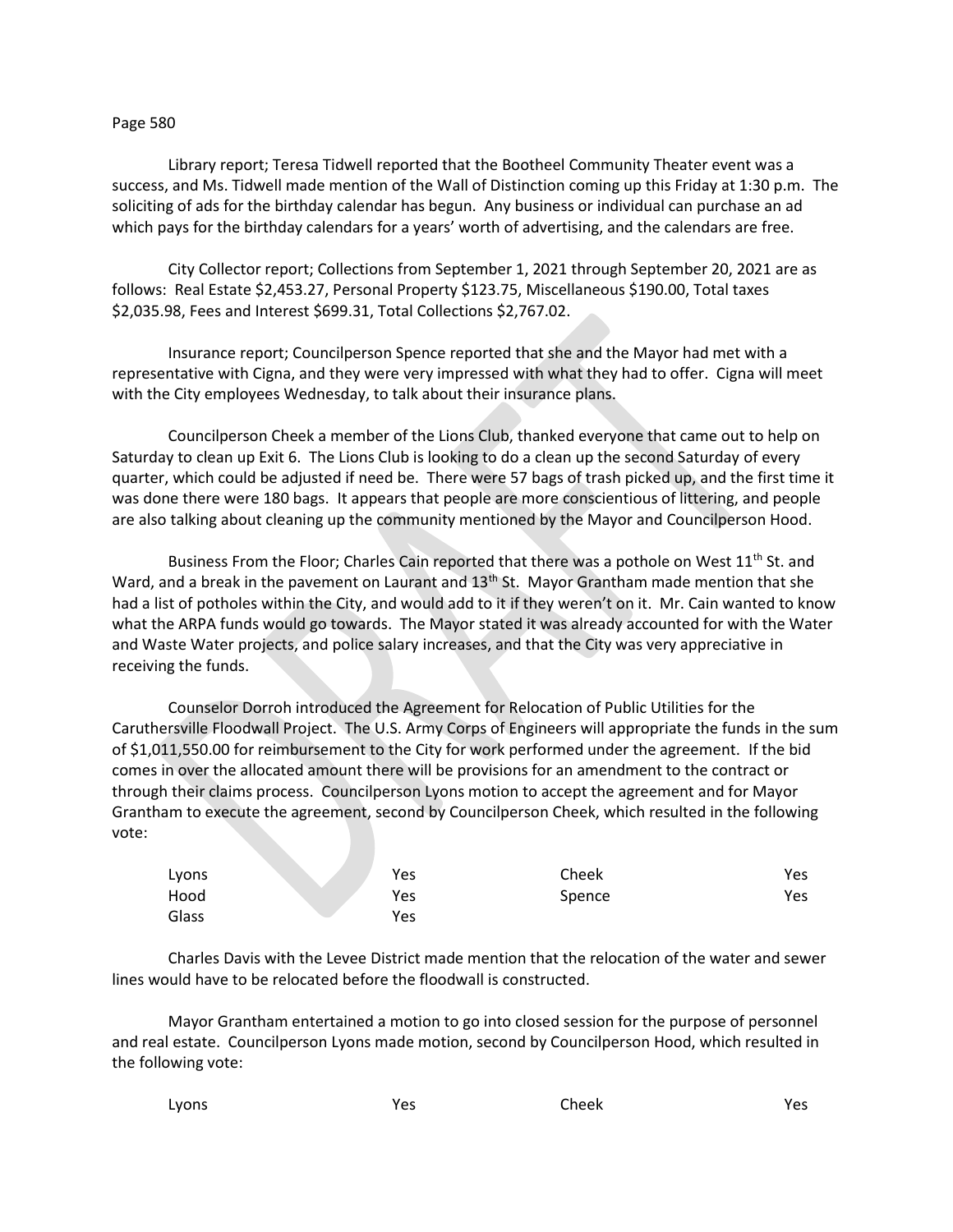Library report; Teresa Tidwell reported that the Bootheel Community Theater event was a success, and Ms. Tidwell made mention of the Wall of Distinction coming up this Friday at 1:30 p.m. The soliciting of ads for the birthday calendar has begun. Any business or individual can purchase an ad which pays for the birthday calendars for a years' worth of advertising, and the calendars are free.

City Collector report; Collections from September 1, 2021 through September 20, 2021 are as follows: Real Estate $2,453.27, Personal Property $123.75, Miscellaneous $190.00, Total taxes $2,035.98, Fees and Interest $699.31, Total Collections $2,767.02.

Insurance report; Councilperson Spence reported that she and the Mayor had met with a representative with Cigna, and they were very impressed with what they had to offer. Cigna will meet with the City employees Wednesday, to talk about their insurance plans.

Councilperson Cheek a member of the Lions Club, thanked everyone that came out to help on Saturday to clean up Exit 6. The Lions Club is looking to do a clean up the second Saturday of every quarter, which could be adjusted if need be. There were 57 bags of trash picked up, and the first time it was done there were 180 bags. It appears that people are more conscientious of littering, and people are also talking about cleaning up the community mentioned by the Mayor and Councilperson Hood.

Business From the Floor; Charles Cain reported that there was a pothole on West 11th St. and Ward, and a break in the pavement on Laurant and 13th St. Mayor Grantham made mention that she had a list of potholes within the City, and would add to it if they weren't on it. Mr. Cain wanted to know what the ARPA funds would go towards. The Mayor stated it was already accounted for with the Water and Waste Water projects, and police salary increases, and that the City was very appreciative in receiving the funds.

Counselor Dorroh introduced the Agreement for Relocation of Public Utilities for the Caruthersville Floodwall Project. The U.S. Army Corps of Engineers will appropriate the funds in the sum of $1,011,550.00 for reimbursement to the City for work performed under the agreement. If the bid comes in over the allocated amount there will be provisions for an amendment to the contract or through their claims process. Councilperson Lyons motion to accept the agreement and for Mayor Grantham to execute the agreement, second by Councilperson Cheek, which resulted in the following vote:

| | | | |
|---|---|---|---|
| Lyons | Yes | Cheek | Yes |
| Hood | Yes | Spence | Yes |
| Glass | Yes | | |

Charles Davis with the Levee District made mention that the relocation of the water and sewer lines would have to be relocated before the floodwall is constructed.

Mayor Grantham entertained a motion to go into closed session for the purpose of personnel and real estate. Councilperson Lyons made motion, second by Councilperson Hood, which resulted in the following vote:

| | | | |
|---|---|---|---|
| Lyons | Yes | Cheek | Yes |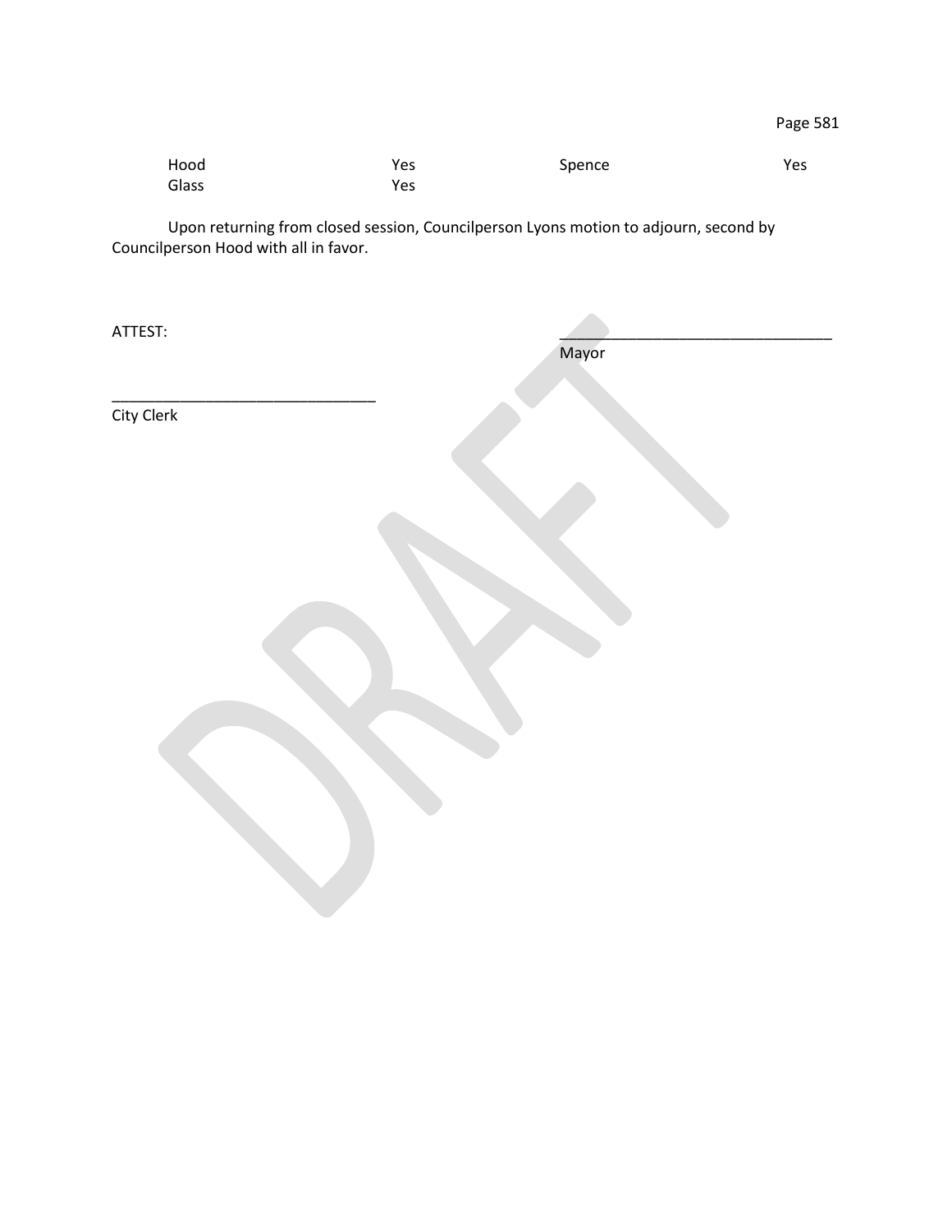| | | | |
|---|---|---|---|
| Hood | Yes | Spence | Yes |
| Glass | Yes | | |

Upon returning from closed session, Councilperson Lyons motion to adjourn, second by Councilperson Hood with all in favor.

ATTEST:

________________________________
Mayor

________________________________
City Clerk

DRAFT